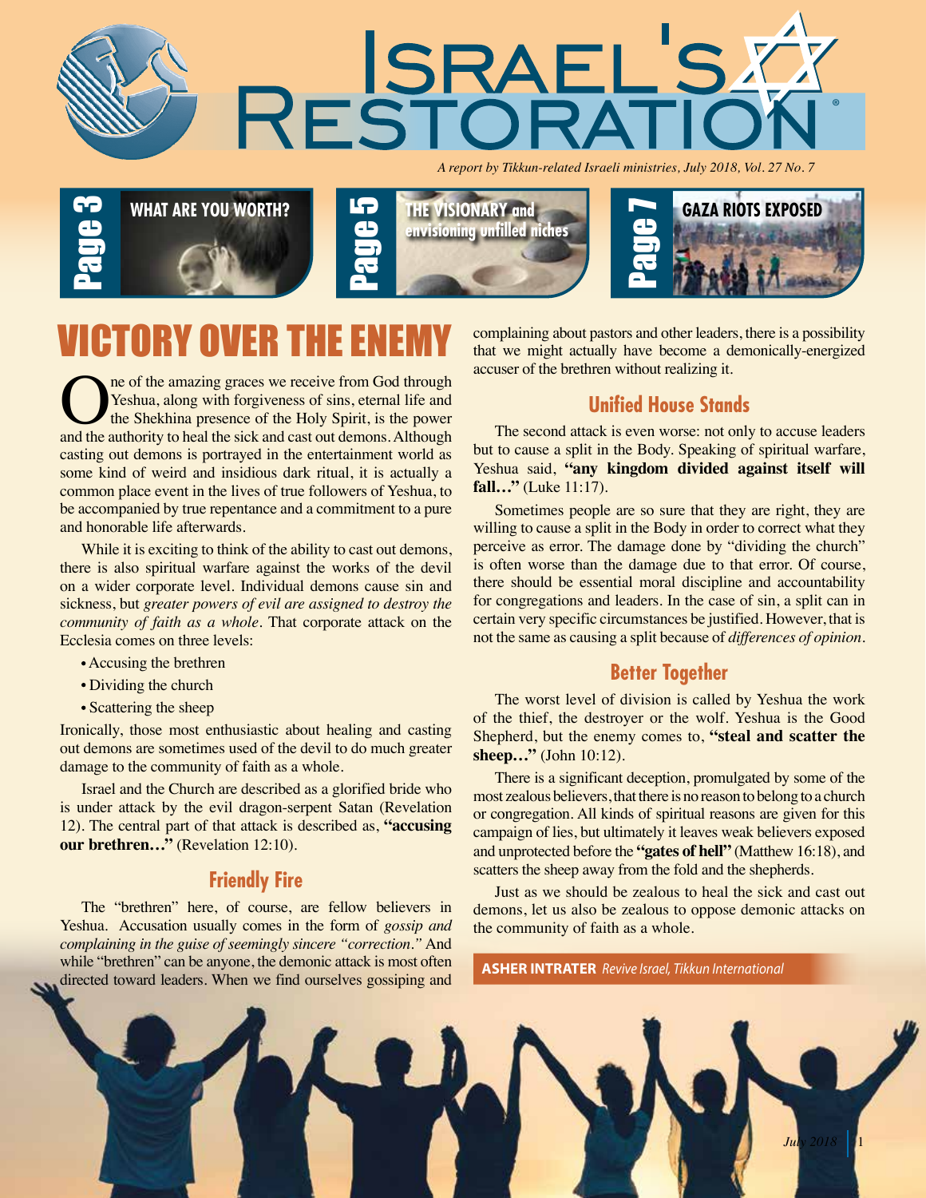# ISRAEL'S RESTORATION

*A report by Tikkun-related Israeli ministries, July 2018, Vol. 27 No. 7*

Page 3 — WHAT ARE YOU WORTH?

Page 5 — THE VISIONARY and envisioning unfilled niches

Page 7 — GAZA RIOTS EXPOSED

## VICTORY OVER THE ENEMY

One of the amazing graces we receive from God through Yeshua, along with forgiveness of sins, eternal life and the Shekhina presence of the Holy Spirit, is the power and the authority to heal the sick and cast out demons. Although casting out demons is portrayed in the entertainment world as some kind of weird and insidious dark ritual, it is actually a common place event in the lives of true followers of Yeshua, to be accompanied by true repentance and a commitment to a pure and honorable life afterwards.

While it is exciting to think of the ability to cast out demons, there is also spiritual warfare against the works of the devil on a wider corporate level. Individual demons cause sin and sickness, but *greater powers of evil are assigned to destroy the community of faith as a whole*. That corporate attack on the Ecclesia comes on three levels:

- Accusing the brethren
- Dividing the church
- Scattering the sheep

Ironically, those most enthusiastic about healing and casting out demons are sometimes used of the devil to do much greater damage to the community of faith as a whole.

Israel and the Church are described as a glorified bride who is under attack by the evil dragon-serpent Satan (Revelation 12). The central part of that attack is described as, **"accusing our brethren…"** (Revelation 12:10).

### Friendly Fire

The "brethren" here, of course, are fellow believers in Yeshua. Accusation usually comes in the form of *gossip and complaining in the guise of seemingly sincere "correction."* And while "brethren" can be anyone, the demonic attack is most often directed toward leaders. When we find ourselves gossiping and complaining about pastors and other leaders, there is a possibility that we might actually have become a demonically-energized accuser of the brethren without realizing it.

### Unified House Stands

The second attack is even worse: not only to accuse leaders but to cause a split in the Body. Speaking of spiritual warfare, Yeshua said, **"any kingdom divided against itself will fall…"** (Luke 11:17).

Sometimes people are so sure that they are right, they are willing to cause a split in the Body in order to correct what they perceive as error. The damage done by "dividing the church" is often worse than the damage due to that error. Of course, there should be essential moral discipline and accountability for congregations and leaders. In the case of sin, a split can in certain very specific circumstances be justified. However, that is not the same as causing a split because of *differences of opinion*.

### Better Together

The worst level of division is called by Yeshua the work of the thief, the destroyer or the wolf. Yeshua is the Good Shepherd, but the enemy comes to, **"steal and scatter the sheep…"** (John 10:12).

There is a significant deception, promulgated by some of the most zealous believers, that there is no reason to belong to a church or congregation. All kinds of spiritual reasons are given for this campaign of lies, but ultimately it leaves weak believers exposed and unprotected before the **"gates of hell"** (Matthew 16:18), and scatters the sheep away from the fold and the shepherds.

Just as we should be zealous to heal the sick and cast out demons, let us also be zealous to oppose demonic attacks on the community of faith as a whole.

**ASHER INTRATER** *Revive Israel, Tikkun International*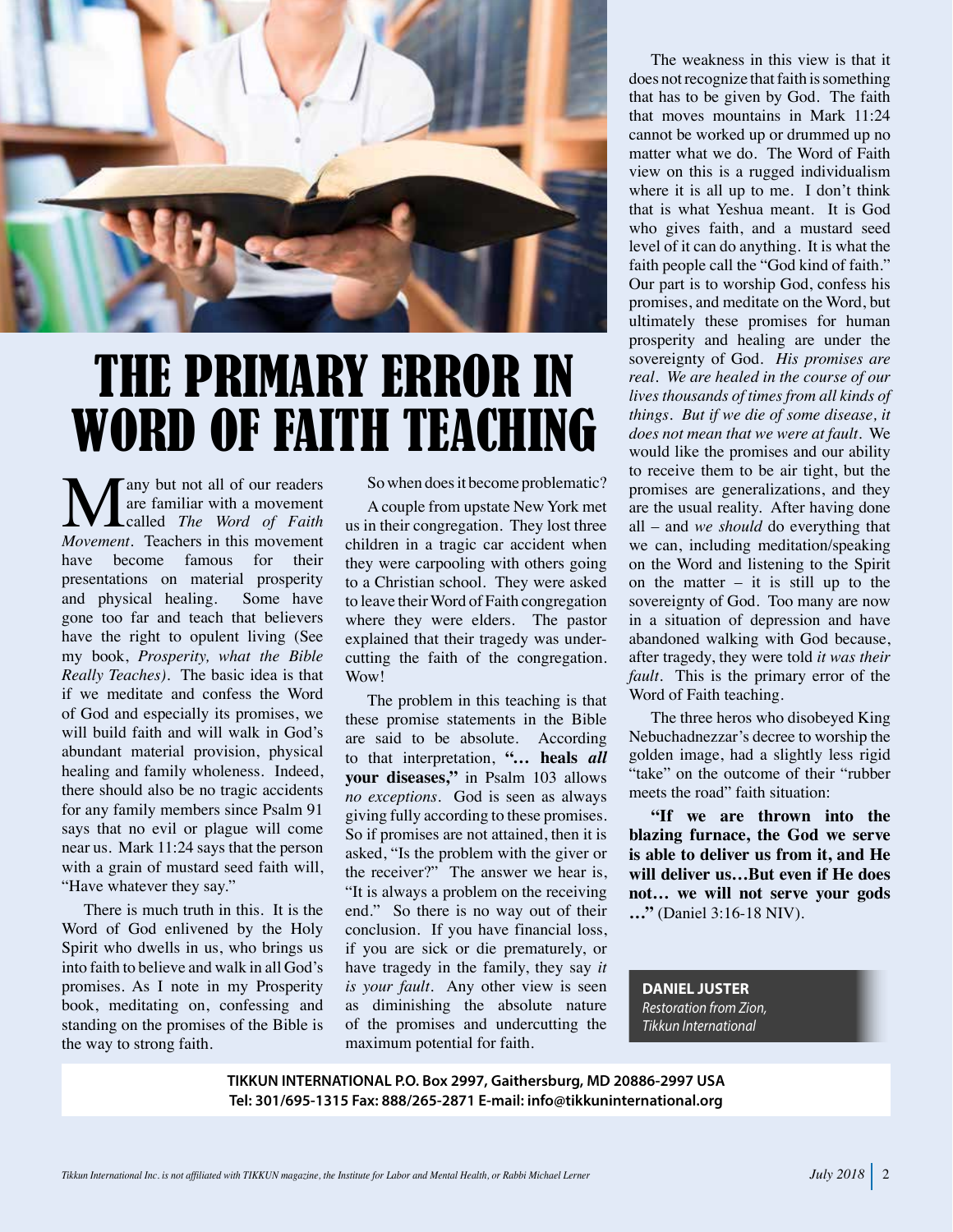# THE PRIMARY ERROR IN WORD OF FAITH TEACHING

Many but not all of our readers are familiar with a movement called *The Word of Faith Movement*. Teachers in this movement have become famous for their presentations on material prosperity and physical healing. Some have gone too far and teach that believers have the right to opulent living (See my book, *Prosperity, what the Bible Really Teaches)*. The basic idea is that if we meditate and confess the Word of God and especially its promises, we will build faith and will walk in God's abundant material provision, physical healing and family wholeness. Indeed, there should also be no tragic accidents for any family members since Psalm 91 says that no evil or plague will come near us. Mark 11:24 says that the person with a grain of mustard seed faith will, "Have whatever they say."

There is much truth in this. It is the Word of God enlivened by the Holy Spirit who dwells in us, who brings us into faith to believe and walk in all God's promises. As I note in my Prosperity book, meditating on, confessing and standing on the promises of the Bible is the way to strong faith.

So when does it become problematic?

A couple from upstate New York met us in their congregation. They lost three children in a tragic car accident when they were carpooling with others going to a Christian school. They were asked to leave their Word of Faith congregation where they were elders. The pastor explained that their tragedy was undercutting the faith of the congregation. Wow!

The problem in this teaching is that these promise statements in the Bible are said to be absolute. According to that interpretation, **"… heals *all* your diseases,"** in Psalm 103 allows *no exceptions*. God is seen as always giving fully according to these promises. So if promises are not attained, then it is asked, "Is the problem with the giver or the receiver?" The answer we hear is, "It is always a problem on the receiving end." So there is no way out of their conclusion. If you have financial loss, if you are sick or die prematurely, or have tragedy in the family, they say *it is your fault*. Any other view is seen as diminishing the absolute nature of the promises and undercutting the maximum potential for faith.

The weakness in this view is that it does not recognize that faith is something that has to be given by God. The faith that moves mountains in Mark 11:24 cannot be worked up or drummed up no matter what we do. The Word of Faith view on this is a rugged individualism where it is all up to me. I don't think that is what Yeshua meant. It is God who gives faith, and a mustard seed level of it can do anything. It is what the faith people call the "God kind of faith." Our part is to worship God, confess his promises, and meditate on the Word, but ultimately these promises for human prosperity and healing are under the sovereignty of God. *His promises are real. We are healed in the course of our lives thousands of times from all kinds of things. But if we die of some disease, it does not mean that we were at fault.* We would like the promises and our ability to receive them to be air tight, but the promises are generalizations, and they are the usual reality. After having done all – and *we should* do everything that we can, including meditation/speaking on the Word and listening to the Spirit on the matter – it is still up to the sovereignty of God. Too many are now in a situation of depression and have abandoned walking with God because, after tragedy, they were told *it was their fault*. This is the primary error of the Word of Faith teaching.

The three heros who disobeyed King Nebuchadnezzar's decree to worship the golden image, had a slightly less rigid "take" on the outcome of their "rubber meets the road" faith situation:

**"If we are thrown into the blazing furnace, the God we serve is able to deliver us from it, and He will deliver us…But even if He does not… we will not serve your gods …"** (Daniel 3:16-18 NIV).

**DANIEL JUSTER**
*Restoration from Zion, Tikkun International*

**TIKKUN INTERNATIONAL P.O. Box 2997, Gaithersburg, MD 20886-2997 USA**
**Tel: 301/695-1315 Fax: 888/265-2871 E-mail: info@tikkuninternational.org**

*Tikkun International Inc. is not affiliated with TIKKUN magazine, the Institute for Labor and Mental Health, or Rabbi Michael Lerner*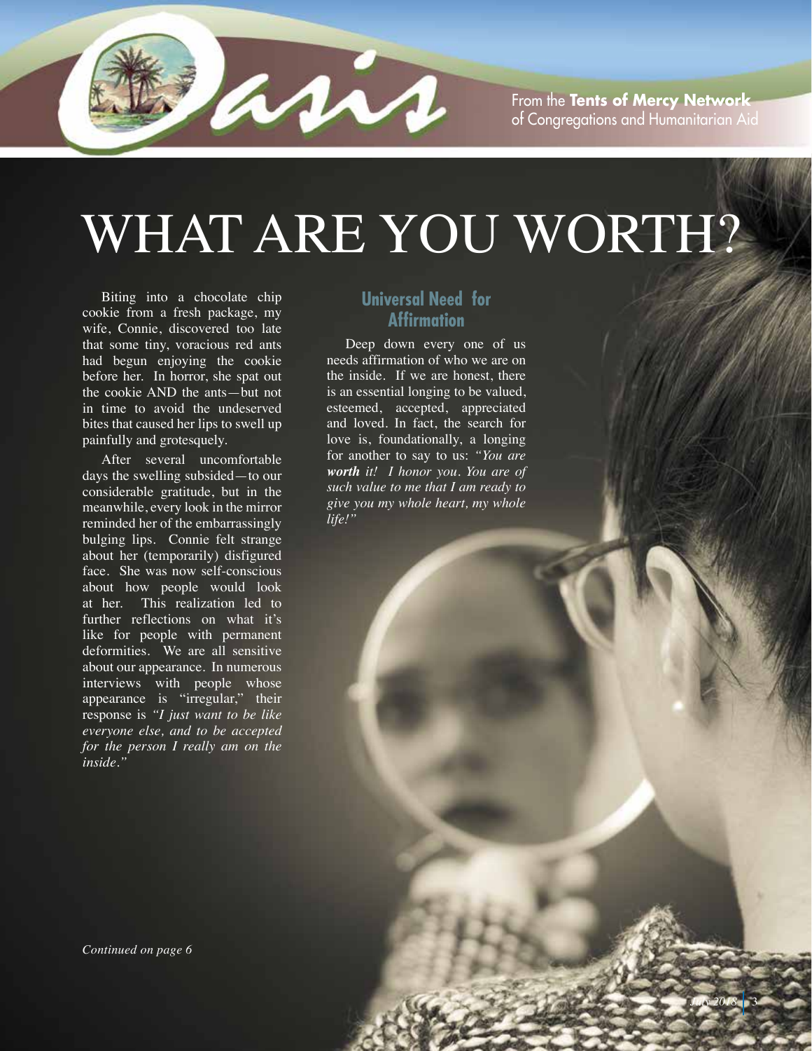# WHAT ARE YOU WORTH?

Biting into a chocolate chip cookie from a fresh package, my wife, Connie, discovered too late that some tiny, voracious red ants had begun enjoying the cookie before her. In horror, she spat out the cookie AND the ants—but not in time to avoid the undeserved bites that caused her lips to swell up painfully and grotesquely.

After several uncomfortable days the swelling subsided—to our considerable gratitude, but in the meanwhile, every look in the mirror reminded her of the embarrassingly bulging lips. Connie felt strange about her (temporarily) disfigured face. She was now self-conscious about how people would look at her. This realization led to further reflections on what it's like for people with permanent deformities. We are all sensitive about our appearance. In numerous interviews with people whose appearance is "irregular," their response is *"I just want to be like everyone else, and to be accepted for the person I really am on the inside."*

## Universal Need for Affirmation

Deep down every one of us needs affirmation of who we are on the inside. If we are honest, there is an essential longing to be valued, esteemed, accepted, appreciated and loved. In fact, the search for love is, foundationally, a longing for another to say to us: *"You are **worth** it! I honor you. You are of such value to me that I am ready to give you my whole heart, my whole life!"*

*Continued on page 6*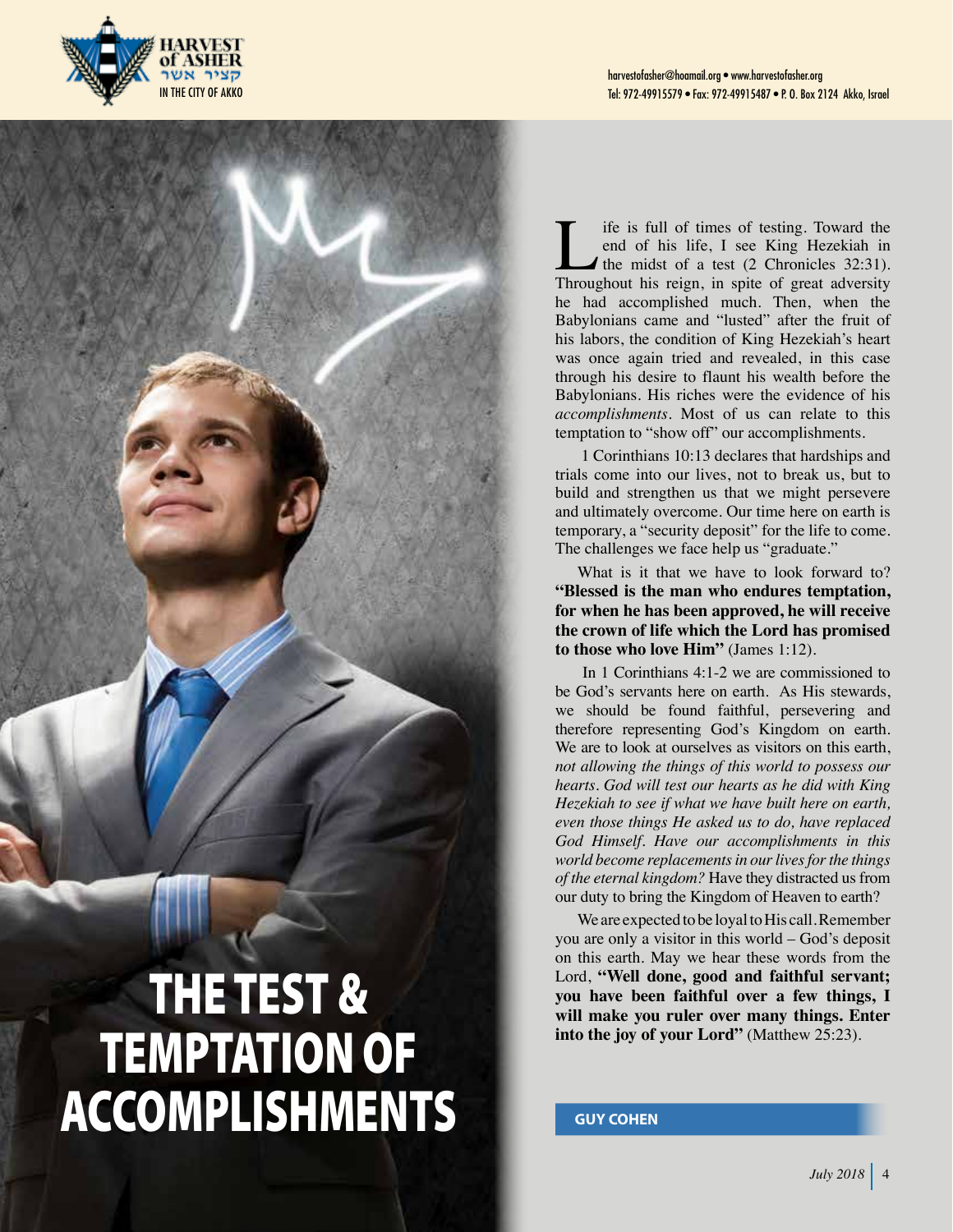# THE TEST & TEMPTATION OF ACCOMPLISHMENTS

Life is full of times of testing. Toward the end of his life, I see King Hezekiah in the midst of a test (2 Chronicles 32:31). Throughout his reign, in spite of great adversity he had accomplished much. Then, when the Babylonians came and "lusted" after the fruit of his labors, the condition of King Hezekiah's heart was once again tried and revealed, in this case through his desire to flaunt his wealth before the Babylonians. His riches were the evidence of his *accomplishments*. Most of us can relate to this temptation to "show off" our accomplishments.

1 Corinthians 10:13 declares that hardships and trials come into our lives, not to break us, but to build and strengthen us that we might persevere and ultimately overcome. Our time here on earth is temporary, a "security deposit" for the life to come. The challenges we face help us "graduate."

What is it that we have to look forward to? **"Blessed is the man who endures temptation, for when he has been approved, he will receive the crown of life which the Lord has promised to those who love Him"** (James 1:12).

In 1 Corinthians 4:1-2 we are commissioned to be God's servants here on earth. As His stewards, we should be found faithful, persevering and therefore representing God's Kingdom on earth. We are to look at ourselves as visitors on this earth, *not allowing the things of this world to possess our hearts. God will test our hearts as he did with King Hezekiah to see if what we have built here on earth, even those things He asked us to do, have replaced God Himself. Have our accomplishments in this world become replacements in our lives for the things of the eternal kingdom?* Have they distracted us from our duty to bring the Kingdom of Heaven to earth?

We are expected to be loyal to His call. Remember you are only a visitor in this world – God's deposit on this earth. May we hear these words from the Lord, **"Well done, good and faithful servant; you have been faithful over a few things, I will make you ruler over many things. Enter into the joy of your Lord"** (Matthew 25:23).

**GUY COHEN**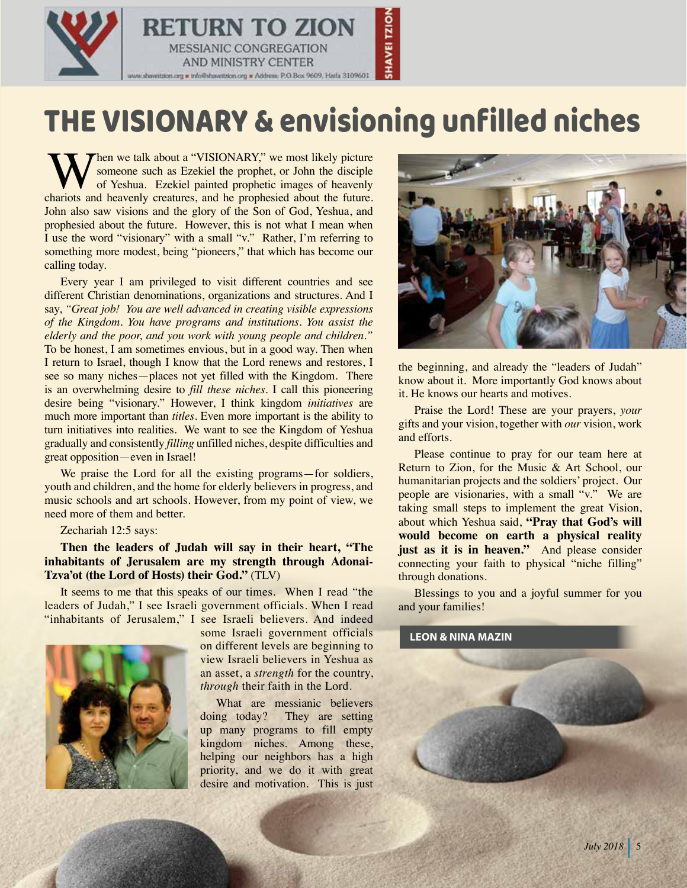# THE VISIONARY & envisioning unfilled niches

When we talk about a "VISIONARY," we most likely picture someone such as Ezekiel the prophet, or John the disciple of Yeshua. Ezekiel painted prophetic images of heavenly chariots and heavenly creatures, and he prophesied about the future. John also saw visions and the glory of the Son of God, Yeshua, and prophesied about the future. However, this is not what I mean when I use the word "visionary" with a small "v." Rather, I'm referring to something more modest, being "pioneers," that which has become our calling today.

Every year I am privileged to visit different countries and see different Christian denominations, organizations and structures. And I say, *"Great job! You are well advanced in creating visible expressions of the Kingdom. You have programs and institutions. You assist the elderly and the poor, and you work with young people and children."* To be honest, I am sometimes envious, but in a good way. Then when I return to Israel, though I know that the Lord renews and restores, I see so many niches—places not yet filled with the Kingdom. There is an overwhelming desire to *fill these niches*. I call this pioneering desire being "visionary." However, I think kingdom *initiatives* are much more important than *titles*. Even more important is the ability to turn initiatives into realities. We want to see the Kingdom of Yeshua gradually and consistently *filling* unfilled niches, despite difficulties and great opposition—even in Israel!

We praise the Lord for all the existing programs—for soldiers, youth and children, and the home for elderly believers in progress, and music schools and art schools. However, from my point of view, we need more of them and better.

Zechariah 12:5 says:

**Then the leaders of Judah will say in their heart, "The inhabitants of Jerusalem are my strength through Adonai-Tzva'ot (the Lord of Hosts) their God."** (TLV)

It seems to me that this speaks of our times. When I read "the leaders of Judah," I see Israeli government officials. When I read "inhabitants of Jerusalem," I see Israeli believers. And indeed some Israeli government officials on different levels are beginning to view Israeli believers in Yeshua as an asset, a *strength* for the country, *through* their faith in the Lord.

What are messianic believers doing today? They are setting up many programs to fill empty kingdom niches. Among these, helping our neighbors has a high priority, and we do it with great desire and motivation. This is just the beginning, and already the "leaders of Judah" know about it. More importantly God knows about it. He knows our hearts and motives.

Praise the Lord! These are your prayers, *your* gifts and your vision, together with *our* vision, work and efforts.

Please continue to pray for our team here at Return to Zion, for the Music & Art School, our humanitarian projects and the soldiers' project. Our people are visionaries, with a small "v." We are taking small steps to implement the great Vision, about which Yeshua said, **"Pray that God's will would become on earth a physical reality just as it is in heaven."** And please consider connecting your faith to physical "niche filling" through donations.

Blessings to you and a joyful summer for you and your families!

**LEON & NINA MAZIN**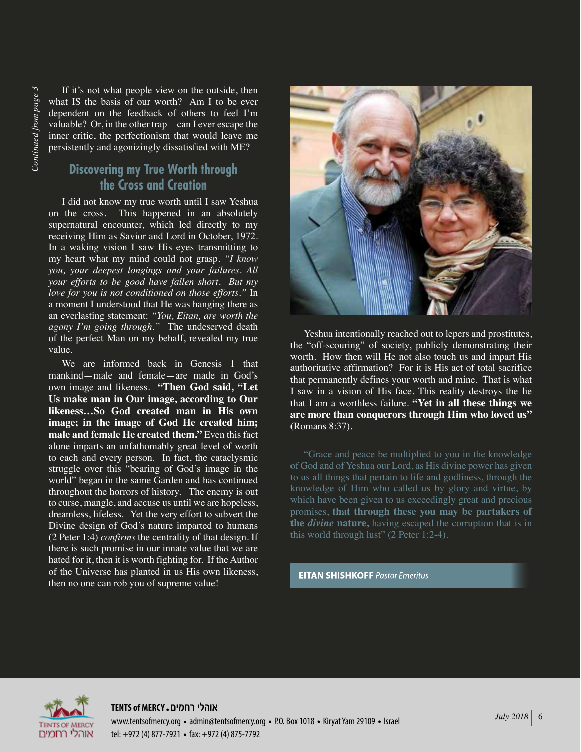*Continued from page 3*

If it's not what people view on the outside, then what IS the basis of our worth? Am I to be ever dependent on the feedback of others to feel I'm valuable? Or, in the other trap—can I ever escape the inner critic, the perfectionism that would leave me persistently and agonizingly dissatisfied with ME?

## Discovering my True Worth through the Cross and Creation

I did not know my true worth until I saw Yeshua on the cross. This happened in an absolutely supernatural encounter, which led directly to my receiving Him as Savior and Lord in October, 1972. In a waking vision I saw His eyes transmitting to my heart what my mind could not grasp. *"I know you, your deepest longings and your failures. All your efforts to be good have fallen short. But my love for you is not conditioned on those efforts."* In a moment I understood that He was hanging there as an everlasting statement: *"You, Eitan, are worth the agony I'm going through."* The undeserved death of the perfect Man on my behalf, revealed my true value.

We are informed back in Genesis 1 that mankind—male and female—are made in God's own image and likeness. **"Then God said, "Let Us make man in Our image, according to Our likeness…So God created man in His own image; in the image of God He created him; male and female He created them."** Even this fact alone imparts an unfathomably great level of worth to each and every person. In fact, the cataclysmic struggle over this "bearing of God's image in the world" began in the same Garden and has continued throughout the horrors of history. The enemy is out to curse, mangle, and accuse us until we are hopeless, dreamless, lifeless. Yet the very effort to subvert the Divine design of God's nature imparted to humans (2 Peter 1:4) *confirms* the centrality of that design. If there is such promise in our innate value that we are hated for it, then it is worth fighting for. If the Author of the Universe has planted in us His own likeness, then no one can rob you of supreme value!

Yeshua intentionally reached out to lepers and prostitutes, the "off-scouring" of society, publicly demonstrating their worth. How then will He not also touch us and impart His authoritative affirmation? For it is His act of total sacrifice that permanently defines your worth and mine. That is what I saw in a vision of His face. This reality destroys the lie that I am a worthless failure. **"Yet in all these things we are more than conquerors through Him who loved us"** (Romans 8:37).

"Grace and peace be multiplied to you in the knowledge of God and of Yeshua our Lord, as His divine power has given to us all things that pertain to life and godliness, through the knowledge of Him who called us by glory and virtue, by which have been given to us exceedingly great and precious promises, **that through these you may be partakers of the *divine* nature,** having escaped the corruption that is in this world through lust" (2 Peter 1:2-4).

**EITAN SHISHKOFF** *Pastor Emeritus*

**TENTS of MERCY • אוהלי רחמים**
www.tentsofmercy.org • admin@tentsofmercy.org • P.O. Box 1018 • Kiryat Yam 29109 • Israel
tel: +972 (4) 877-7921 • fax: +972 (4) 875-7792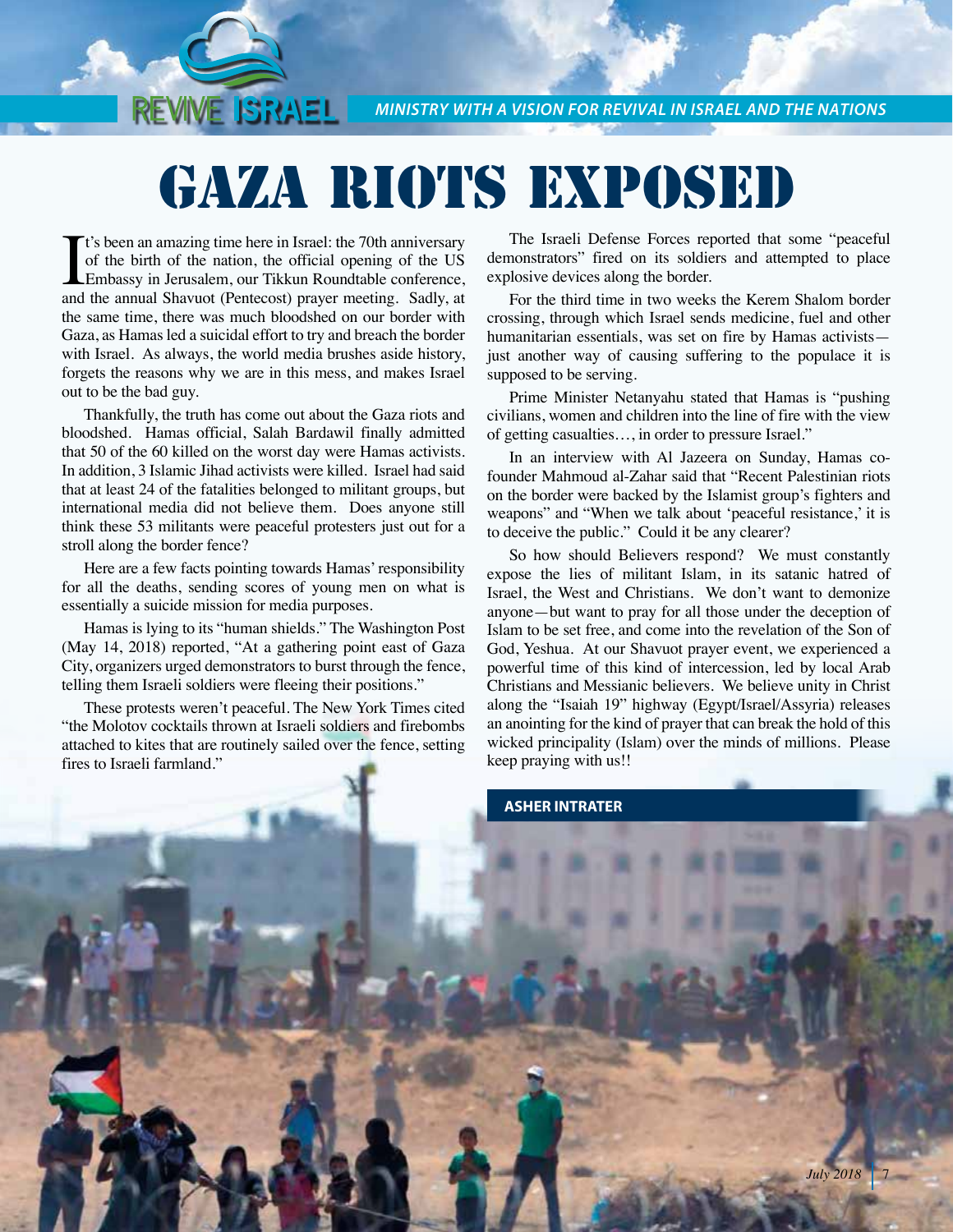# GAZA RIOTS EXPOSED

It's been an amazing time here in Israel: the 70th anniversary of the birth of the nation, the official opening of the US Embassy in Jerusalem, our Tikkun Roundtable conference, and the annual Shavuot (Pentecost) prayer meeting. Sadly, at the same time, there was much bloodshed on our border with Gaza, as Hamas led a suicidal effort to try and breach the border with Israel. As always, the world media brushes aside history, forgets the reasons why we are in this mess, and makes Israel out to be the bad guy.

Thankfully, the truth has come out about the Gaza riots and bloodshed. Hamas official, Salah Bardawil finally admitted that 50 of the 60 killed on the worst day were Hamas activists. In addition, 3 Islamic Jihad activists were killed. Israel had said that at least 24 of the fatalities belonged to militant groups, but international media did not believe them. Does anyone still think these 53 militants were peaceful protesters just out for a stroll along the border fence?

Here are a few facts pointing towards Hamas' responsibility for all the deaths, sending scores of young men on what is essentially a suicide mission for media purposes.

Hamas is lying to its "human shields." The Washington Post (May 14, 2018) reported, "At a gathering point east of Gaza City, organizers urged demonstrators to burst through the fence, telling them Israeli soldiers were fleeing their positions."

These protests weren't peaceful. The New York Times cited "the Molotov cocktails thrown at Israeli soldiers and firebombs attached to kites that are routinely sailed over the fence, setting fires to Israeli farmland."

The Israeli Defense Forces reported that some "peaceful demonstrators" fired on its soldiers and attempted to place explosive devices along the border.

For the third time in two weeks the Kerem Shalom border crossing, through which Israel sends medicine, fuel and other humanitarian essentials, was set on fire by Hamas activists—just another way of causing suffering to the populace it is supposed to be serving.

Prime Minister Netanyahu stated that Hamas is "pushing civilians, women and children into the line of fire with the view of getting casualties…, in order to pressure Israel."

In an interview with Al Jazeera on Sunday, Hamas co-founder Mahmoud al-Zahar said that "Recent Palestinian riots on the border were backed by the Islamist group's fighters and weapons" and "When we talk about 'peaceful resistance,' it is to deceive the public." Could it be any clearer?

So how should Believers respond? We must constantly expose the lies of militant Islam, in its satanic hatred of Israel, the West and Christians. We don't want to demonize anyone—but want to pray for all those under the deception of Islam to be set free, and come into the revelation of the Son of God, Yeshua. At our Shavuot prayer event, we experienced a powerful time of this kind of intercession, led by local Arab Christians and Messianic believers. We believe unity in Christ along the "Isaiah 19" highway (Egypt/Israel/Assyria) releases an anointing for the kind of prayer that can break the hold of this wicked principality (Islam) over the minds of millions. Please keep praying with us!!

**ASHER INTRATER**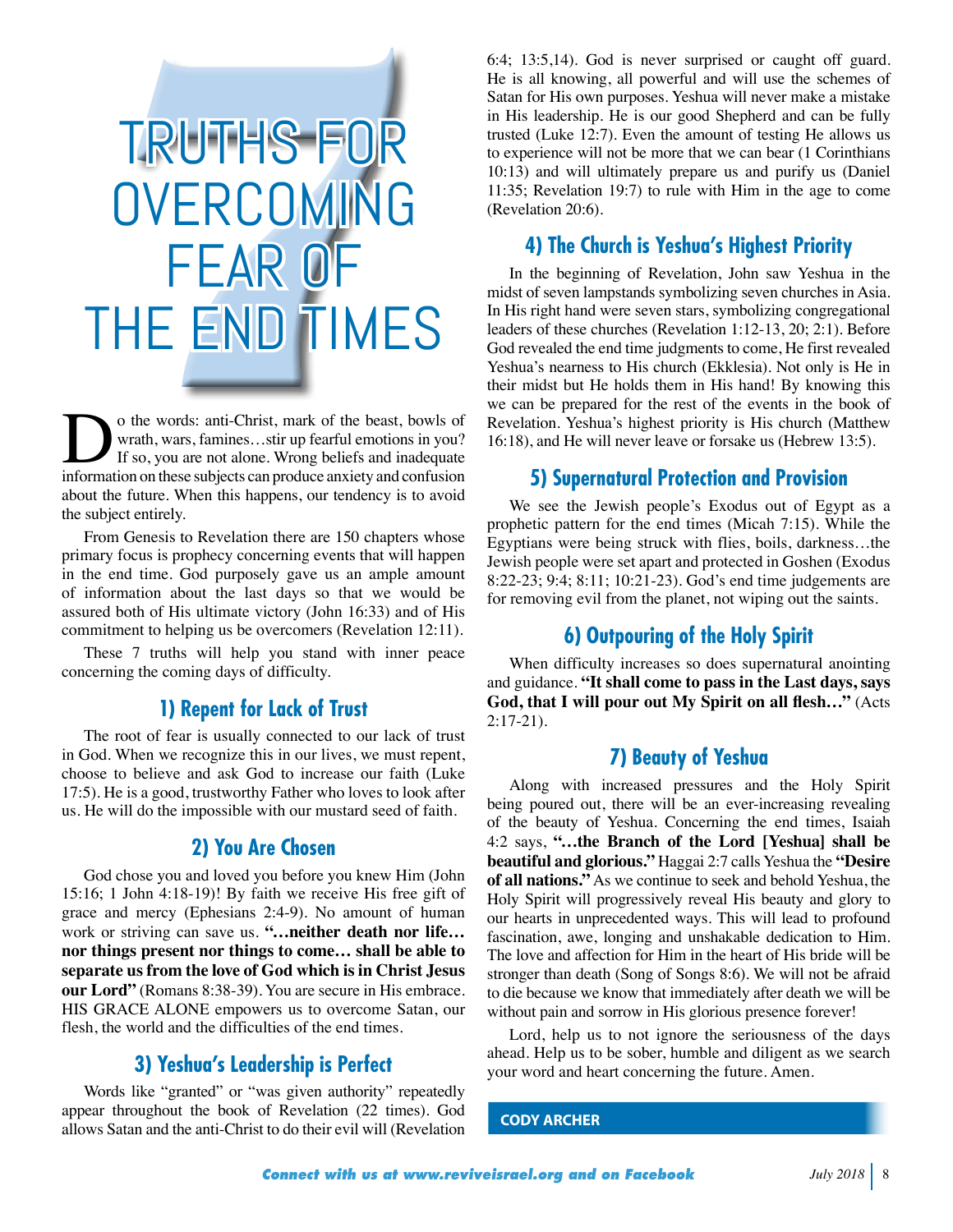# 7 TRUTHS FOR OVERCOMING FEAR OF THE END TIMES

Do the words: anti-Christ, mark of the beast, bowls of wrath, wars, famines…stir up fearful emotions in you? If so, you are not alone. Wrong beliefs and inadequate information on these subjects can produce anxiety and confusion about the future. When this happens, our tendency is to avoid the subject entirely.

From Genesis to Revelation there are 150 chapters whose primary focus is prophecy concerning events that will happen in the end time. God purposely gave us an ample amount of information about the last days so that we would be assured both of His ultimate victory (John 16:33) and of His commitment to helping us be overcomers (Revelation 12:11).

These 7 truths will help you stand with inner peace concerning the coming days of difficulty.

## 1) Repent for Lack of Trust

The root of fear is usually connected to our lack of trust in God. When we recognize this in our lives, we must repent, choose to believe and ask God to increase our faith (Luke 17:5). He is a good, trustworthy Father who loves to look after us. He will do the impossible with our mustard seed of faith.

## 2) You Are Chosen

God chose you and loved you before you knew Him (John 15:16; 1 John 4:18-19)! By faith we receive His free gift of grace and mercy (Ephesians 2:4-9). No amount of human work or striving can save us. **"…neither death nor life… nor things present nor things to come… shall be able to separate us from the love of God which is in Christ Jesus our Lord"** (Romans 8:38-39). You are secure in His embrace. HIS GRACE ALONE empowers us to overcome Satan, our flesh, the world and the difficulties of the end times.

## 3) Yeshua's Leadership is Perfect

Words like "granted" or "was given authority" repeatedly appear throughout the book of Revelation (22 times). God allows Satan and the anti-Christ to do their evil will (Revelation 6:4; 13:5,14). God is never surprised or caught off guard. He is all knowing, all powerful and will use the schemes of Satan for His own purposes. Yeshua will never make a mistake in His leadership. He is our good Shepherd and can be fully trusted (Luke 12:7). Even the amount of testing He allows us to experience will not be more that we can bear (1 Corinthians 10:13) and will ultimately prepare us and purify us (Daniel 11:35; Revelation 19:7) to rule with Him in the age to come (Revelation 20:6).

## 4) The Church is Yeshua's Highest Priority

In the beginning of Revelation, John saw Yeshua in the midst of seven lampstands symbolizing seven churches in Asia. In His right hand were seven stars, symbolizing congregational leaders of these churches (Revelation 1:12-13, 20; 2:1). Before God revealed the end time judgments to come, He first revealed Yeshua's nearness to His church (Ekklesia). Not only is He in their midst but He holds them in His hand! By knowing this we can be prepared for the rest of the events in the book of Revelation. Yeshua's highest priority is His church (Matthew 16:18), and He will never leave or forsake us (Hebrew 13:5).

## 5) Supernatural Protection and Provision

We see the Jewish people's Exodus out of Egypt as a prophetic pattern for the end times (Micah 7:15). While the Egyptians were being struck with flies, boils, darkness…the Jewish people were set apart and protected in Goshen (Exodus 8:22-23; 9:4; 8:11; 10:21-23). God's end time judgements are for removing evil from the planet, not wiping out the saints.

## 6) Outpouring of the Holy Spirit

When difficulty increases so does supernatural anointing and guidance. **"It shall come to pass in the Last days, says God, that I will pour out My Spirit on all flesh…"** (Acts 2:17-21).

## 7) Beauty of Yeshua

Along with increased pressures and the Holy Spirit being poured out, there will be an ever-increasing revealing of the beauty of Yeshua. Concerning the end times, Isaiah 4:2 says, **"…the Branch of the Lord [Yeshua] shall be beautiful and glorious."** Haggai 2:7 calls Yeshua the **"Desire of all nations."** As we continue to seek and behold Yeshua, the Holy Spirit will progressively reveal His beauty and glory to our hearts in unprecedented ways. This will lead to profound fascination, awe, longing and unshakable dedication to Him. The love and affection for Him in the heart of His bride will be stronger than death (Song of Songs 8:6). We will not be afraid to die because we know that immediately after death we will be without pain and sorrow in His glorious presence forever!

Lord, help us to not ignore the seriousness of the days ahead. Help us to be sober, humble and diligent as we search your word and heart concerning the future. Amen.

**CODY ARCHER**

*Connect with us at www.reviveisrael.org and on Facebook*